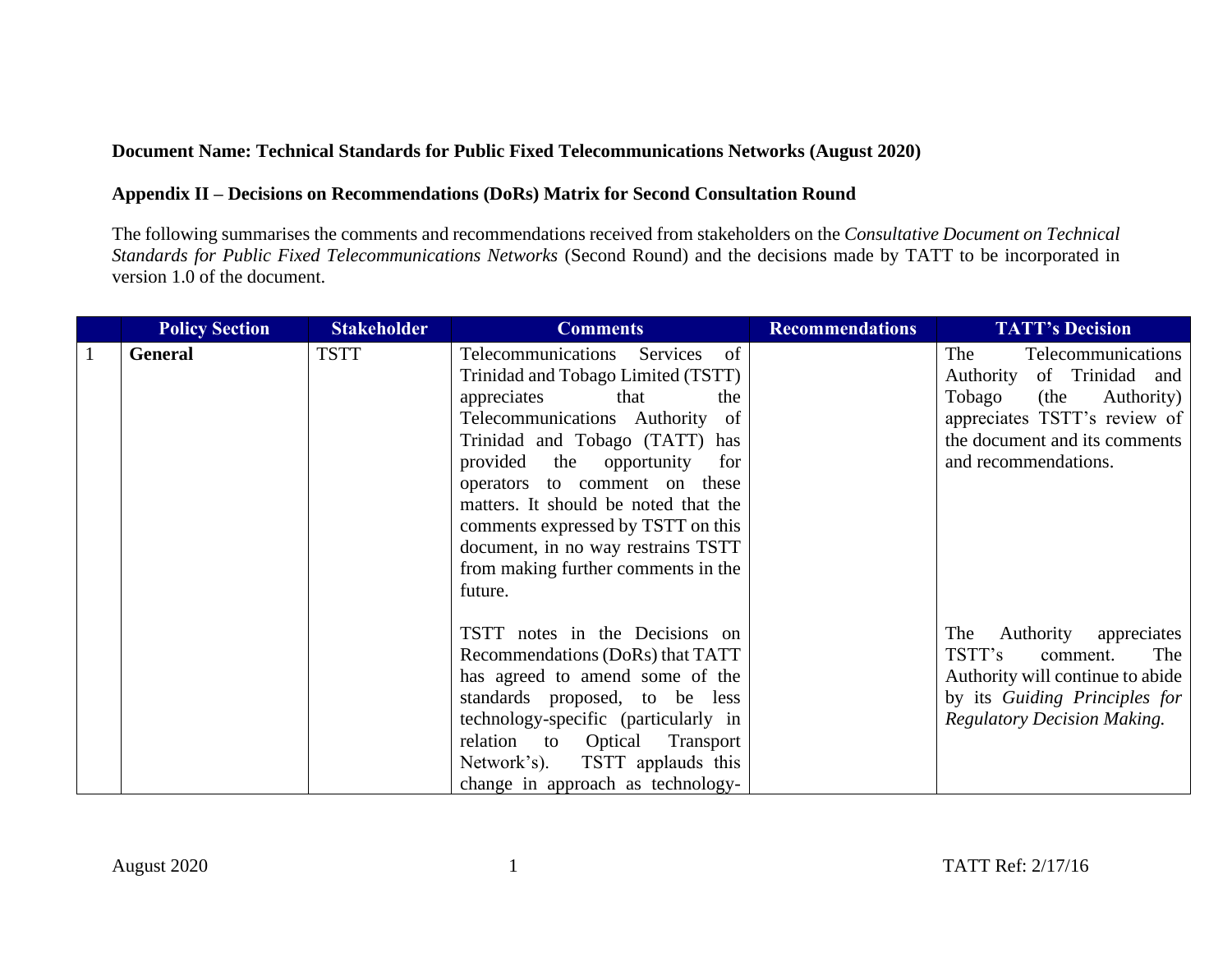**Document Name: Technical Standards for Public Fixed Telecommunications Networks (August 2020)**

**Appendix II – Decisions on Recommendations (DoRs) Matrix for Second Consultation Round**

The following summarises the comments and recommendations received from stakeholders on the *Consultative Document on Technical Standards for Public Fixed Telecommunications Networks* (Second Round) and the decisions made by TATT to be incorporated in version 1.0 of the document.

| | Policy Section | Stakeholder | Comments | Recommendations | TATT's Decision |
|---|---|---|---|---|---|
| 1 | **General** | TSTT | Telecommunications Services of Trinidad and Tobago Limited (TSTT) appreciates that the Telecommunications Authority of Trinidad and Tobago (TATT) has provided the opportunity for operators to comment on these matters. It should be noted that the comments expressed by TSTT on this document, in no way restrains TSTT from making further comments in the future.<br><br>TSTT notes in the Decisions on Recommendations (DoRs) that TATT has agreed to amend some of the standards proposed, to be less technology-specific (particularly in relation to Optical Transport Network's). TSTT applauds this change in approach as technology- | | The Telecommunications Authority of Trinidad and Tobago (the Authority) appreciates TSTT's review of the document and its comments and recommendations.<br><br>The Authority appreciates TSTT's comment. The Authority will continue to abide by its *Guiding Principles for Regulatory Decision Making.* |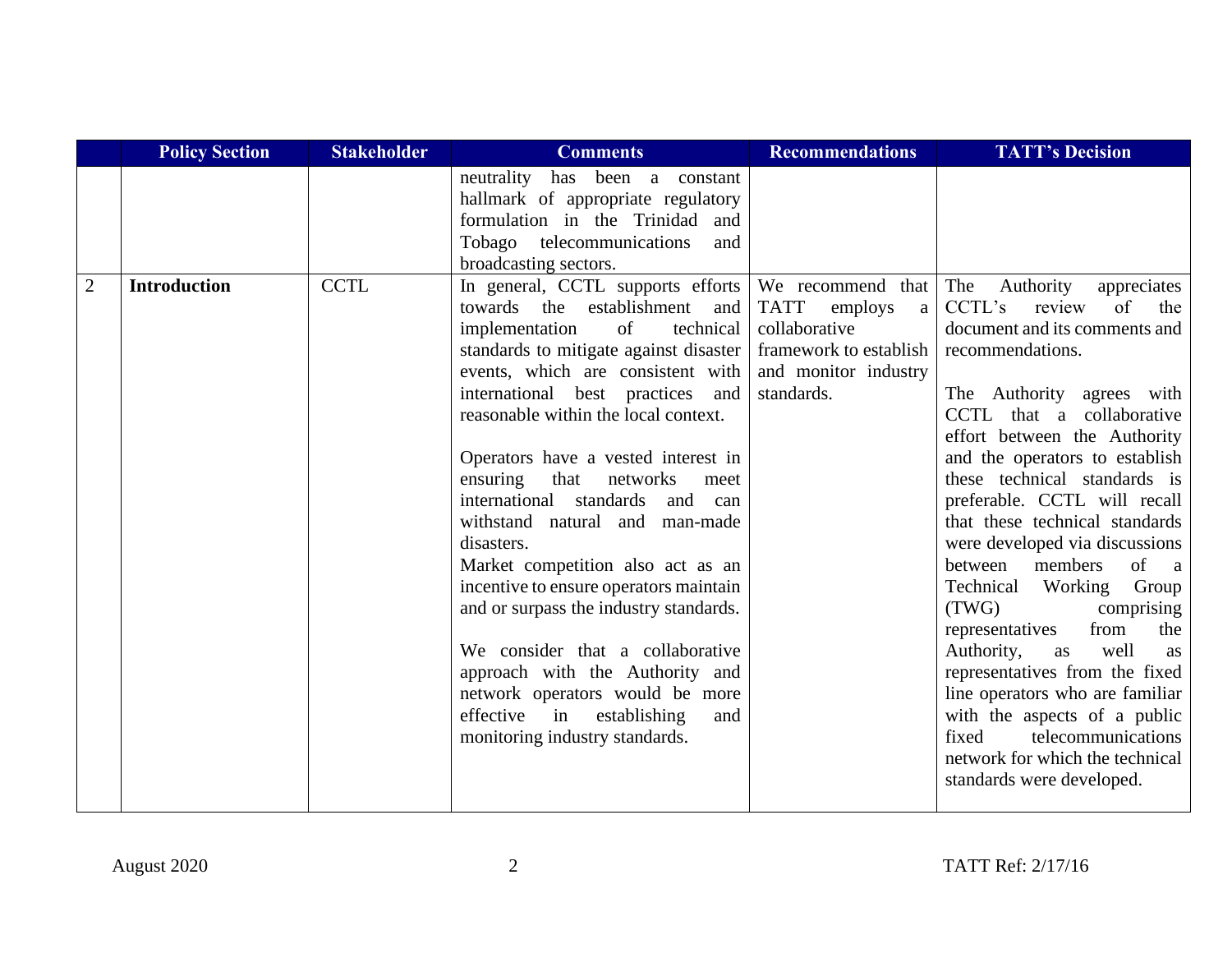| | Policy Section | Stakeholder | Comments | Recommendations | TATT's Decision |
|---|---|---|---|---|---|
| | | | neutrality has been a constant hallmark of appropriate regulatory formulation in the Trinidad and Tobago telecommunications and broadcasting sectors. | | |
| 2 | **Introduction** | CCTL | In general, CCTL supports efforts towards the establishment and implementation of technical standards to mitigate against disaster events, which are consistent with international best practices and reasonable within the local context.<br><br>Operators have a vested interest in ensuring that networks meet international standards and can withstand natural and man-made disasters.<br>Market competition also act as an incentive to ensure operators maintain and or surpass the industry standards.<br><br>We consider that a collaborative approach with the Authority and network operators would be more effective in establishing and monitoring industry standards. | We recommend that TATT employs a collaborative framework to establish and monitor industry standards. | The Authority appreciates CCTL's review of the document and its comments and recommendations.<br><br>The Authority agrees with CCTL that a collaborative effort between the Authority and the operators to establish these technical standards is preferable. CCTL will recall that these technical standards were developed via discussions between members of a Technical Working Group (TWG) comprising representatives from the Authority, as well as representatives from the fixed line operators who are familiar with the aspects of a public fixed telecommunications network for which the technical standards were developed. |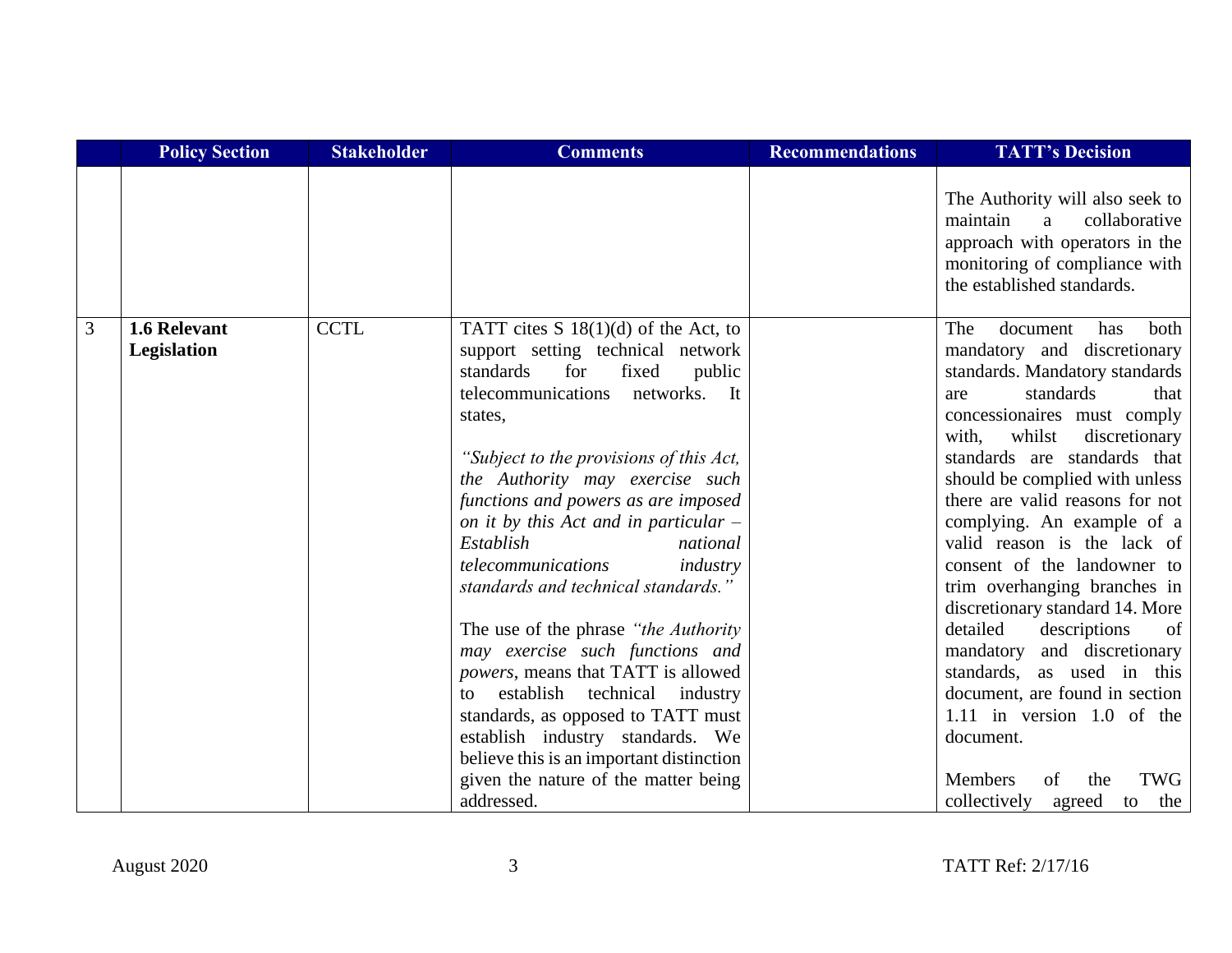| | Policy Section | Stakeholder | Comments | Recommendations | TATT's Decision |
|---|---|---|---|---|---|
| | | | | | The Authority will also seek to maintain a collaborative approach with operators in the monitoring of compliance with the established standards. |
| 3 | **1.6 Relevant Legislation** | CCTL | TATT cites S 18(1)(d) of the Act, to support setting technical network standards for fixed public telecommunications networks. It states,<br><br>*"Subject to the provisions of this Act, the Authority may exercise such functions and powers as are imposed on it by this Act and in particular – Establish national telecommunications industry standards and technical standards."*<br><br>The use of the phrase *"the Authority may exercise such functions and powers*, means that TATT is allowed to establish technical industry standards, as opposed to TATT must establish industry standards. We believe this is an important distinction given the nature of the matter being addressed. | | The document has both mandatory and discretionary standards. Mandatory standards are standards that concessionaires must comply with, whilst discretionary standards are standards that should be complied with unless there are valid reasons for not complying. An example of a valid reason is the lack of consent of the landowner to trim overhanging branches in discretionary standard 14. More detailed descriptions of mandatory and discretionary standards, as used in this document, are found in section 1.11 in version 1.0 of the document.<br><br>Members of the TWG collectively agreed to the |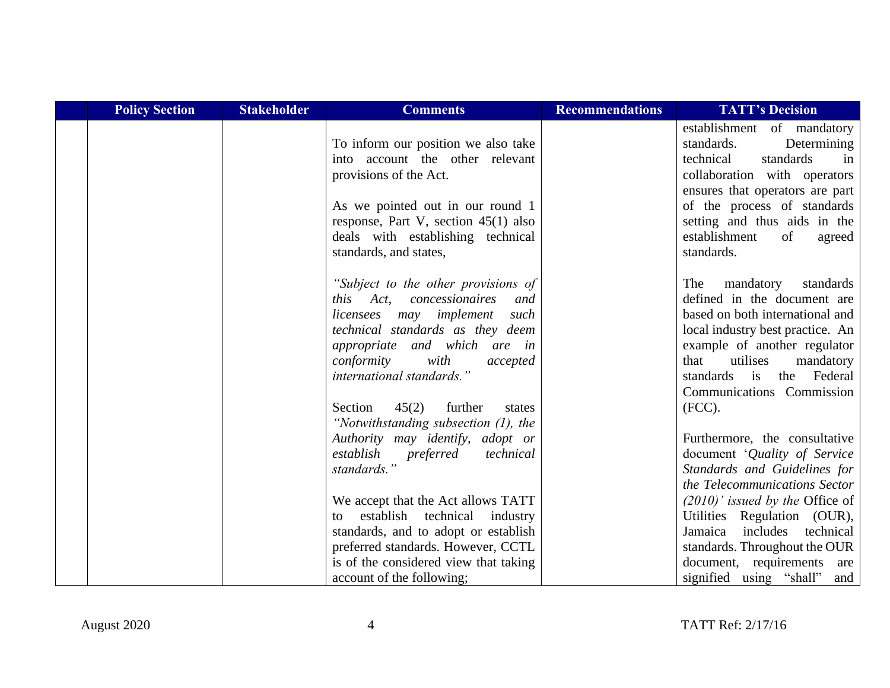| | Policy Section | Stakeholder | Comments | Recommendations | TATT's Decision |
|---|---|---|---|---|---|
| | | | To inform our position we also take into account the other relevant provisions of the Act.<br><br>As we pointed out in our round 1 response, Part V, section 45(1) also deals with establishing technical standards, and states,<br><br>*"Subject to the other provisions of this Act, concessionaires and licensees may implement such technical standards as they deem appropriate and which are in conformity with accepted international standards."*<br><br>Section 45(2) further states *"Notwithstanding subsection (1), the Authority may identify, adopt or establish preferred technical standards."*<br><br>We accept that the Act allows TATT to establish technical industry standards, and to adopt or establish preferred standards. However, CCTL is of the considered view that taking account of the following; | | establishment of mandatory standards. Determining technical standards in collaboration with operators ensures that operators are part of the process of standards setting and thus aids in the establishment of agreed standards.<br><br>The mandatory standards defined in the document are based on both international and local industry best practice. An example of another regulator that utilises mandatory standards is the Federal Communications Commission (FCC).<br><br>Furthermore, the consultative document '*Quality of Service Standards and Guidelines for the Telecommunications Sector (2010)' issued by the* Office of Utilities Regulation (OUR), Jamaica includes technical standards. Throughout the OUR document, requirements are signified using "shall" and |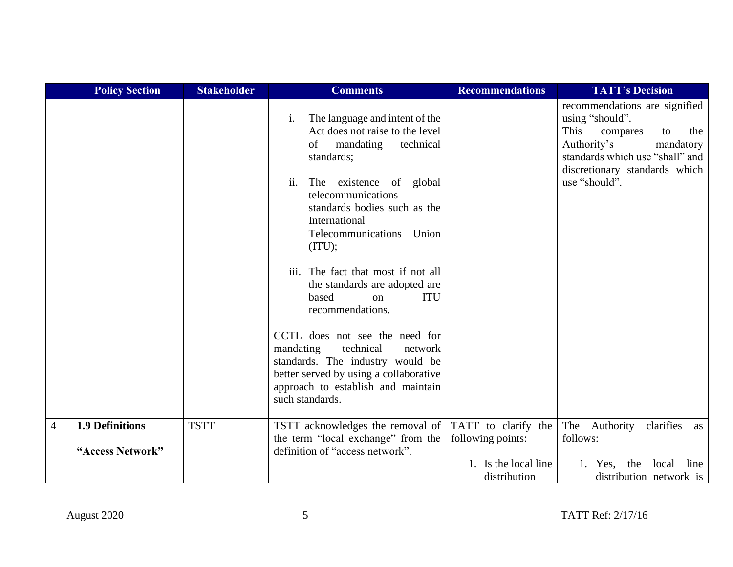| | Policy Section | Stakeholder | Comments | Recommendations | TATT's Decision |
|---|---|---|---|---|---|
| | | | i. The language and intent of the Act does not raise to the level of mandating technical standards;<br><br>ii. The existence of global telecommunications standards bodies such as the International Telecommunications Union (ITU);<br><br>iii. The fact that most if not all the standards are adopted are based on ITU recommendations.<br><br>CCTL does not see the need for mandating technical network standards. The industry would be better served by using a collaborative approach to establish and maintain such standards. | | recommendations are signified using "should".<br>This compares to the Authority's mandatory standards which use "shall" and discretionary standards which use "should". |
| 4 | **1.9 Definitions**<br><br>**"Access Network"** | TSTT | TSTT acknowledges the removal of the term "local exchange" from the definition of "access network". | TATT to clarify the following points:<br><br>1. Is the local line distribution | The Authority clarifies as follows:<br><br>1. Yes, the local line distribution network is |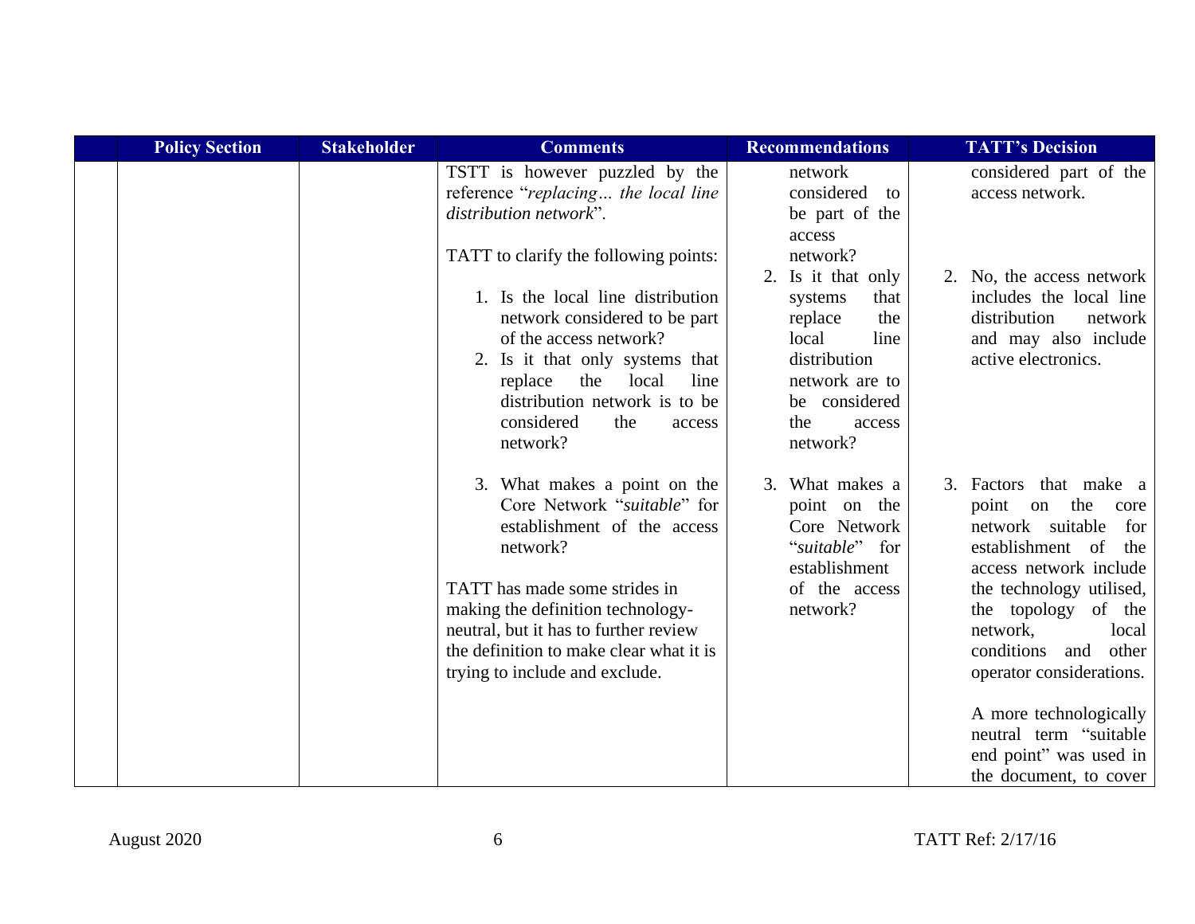| | Policy Section | Stakeholder | Comments | Recommendations | TATT's Decision |
|---|---|---|---|---|---|
| | | | TSTT is however puzzled by the reference "*replacing… the local line distribution network*".<br><br>TATT to clarify the following points:<br><br>1. Is the local line distribution network considered to be part of the access network?<br>2. Is it that only systems that replace the local line distribution network is to be considered the access network? | network considered to be part of the access network?<br>2. Is it that only systems that replace the local line distribution network are to be considered the access network? | considered part of the access network.<br><br>2. No, the access network includes the local line distribution network and may also include active electronics. |
| | | | 3. What makes a point on the Core Network "*suitable*" for establishment of the access network?<br><br>TATT has made some strides in making the definition technology-neutral, but it has to further review the definition to make clear what it is trying to include and exclude. | 3. What makes a point on the Core Network "*suitable*" for establishment of the access network? | 3. Factors that make a point on the core network suitable for establishment of the access network include the technology utilised, the topology of the network, local conditions and other operator considerations.<br><br>A more technologically neutral term "suitable end point" was used in the document, to cover |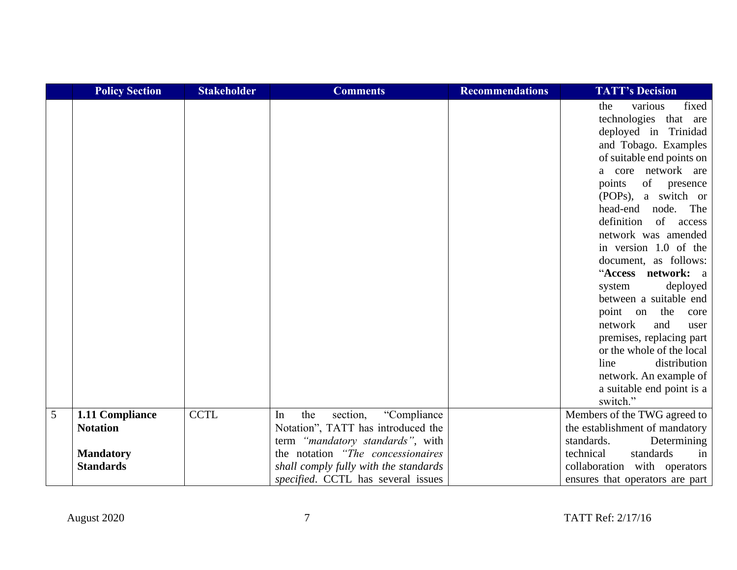| | Policy Section | Stakeholder | Comments | Recommendations | TATT's Decision |
|---|---|---|---|---|---|
| | | | | | the various fixed technologies that are deployed in Trinidad and Tobago. Examples of suitable end points on a core network are points of presence (POPs), a switch or head-end node. The definition of access network was amended in version 1.0 of the document, as follows: "**Access network:** a system deployed between a suitable end point on the core network and user premises, replacing part or the whole of the local line distribution network. An example of a suitable end point is a switch." |
| 5 | **1.11 Compliance Notation**<br><br>**Mandatory Standards** | CCTL | In the section, "Compliance Notation", TATT has introduced the term *"mandatory standards"*, with the notation *"The concessionaires shall comply fully with the standards specified*. CCTL has several issues | | Members of the TWG agreed to the establishment of mandatory standards. Determining technical standards in collaboration with operators ensures that operators are part |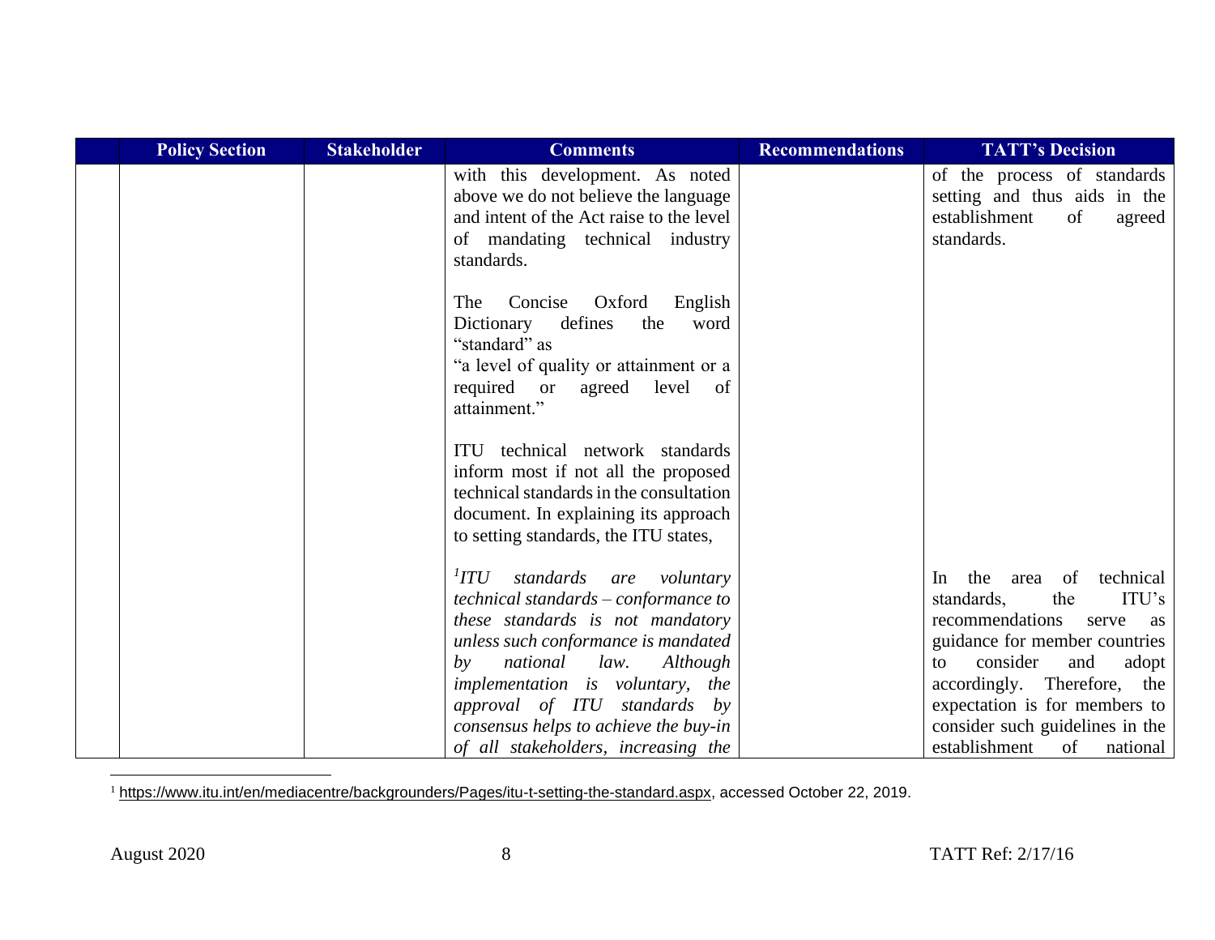| | Policy Section | Stakeholder | Comments | Recommendations | TATT's Decision |
|---|---|---|---|---|---|
| | | | with this development. As noted above we do not believe the language and intent of the Act raise to the level of mandating technical industry standards.<br><br>The Concise Oxford English Dictionary defines the word "standard" as<br>"a level of quality or attainment or a required or agreed level of attainment."<br><br>ITU technical network standards inform most if not all the proposed technical standards in the consultation document. In explaining its approach to setting standards, the ITU states,<br><br>[1]*ITU standards are voluntary technical standards – conformance to these standards is not mandatory unless such conformance is mandated by national law. Although implementation is voluntary, the approval of ITU standards by consensus helps to achieve the buy-in of all stakeholders, increasing the* | | of the process of standards setting and thus aids in the establishment of agreed standards.<br><br>In the area of technical standards, the ITU's recommendations serve as guidance for member countries to consider and adopt accordingly. Therefore, the expectation is for members to consider such guidelines in the establishment of national |

[1] https://www.itu.int/en/mediacentre/backgrounders/Pages/itu-t-setting-the-standard.aspx, accessed October 22, 2019.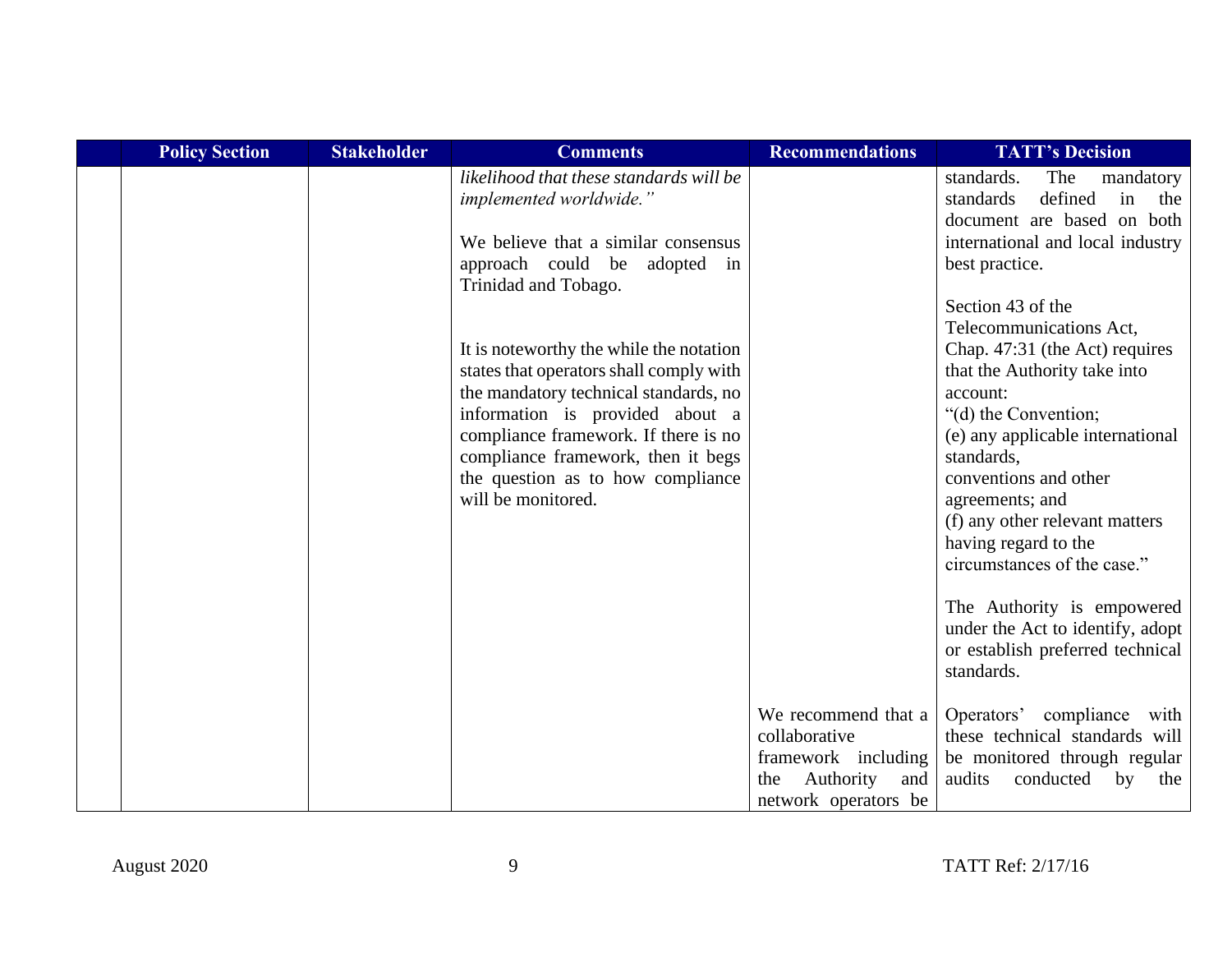| | Policy Section | Stakeholder | Comments | Recommendations | TATT's Decision |
|---|---|---|---|---|---|
| | | | *likelihood that these standards will be implemented worldwide."*<br><br>We believe that a similar consensus approach could be adopted in Trinidad and Tobago.<br><br>It is noteworthy the while the notation states that operators shall comply with the mandatory technical standards, no information is provided about a compliance framework. If there is no compliance framework, then it begs the question as to how compliance will be monitored. | | standards. The mandatory standards defined in the document are based on both international and local industry best practice.<br><br>Section 43 of the Telecommunications Act, Chap. 47:31 (the Act) requires that the Authority take into account:<br>"(d) the Convention;<br>(e) any applicable international standards,<br>conventions and other agreements; and<br>(f) any other relevant matters having regard to the circumstances of the case."<br><br>The Authority is empowered under the Act to identify, adopt or establish preferred technical standards. |
| | | | | We recommend that a collaborative framework including the Authority and network operators be | Operators' compliance with these technical standards will be monitored through regular audits conducted by the |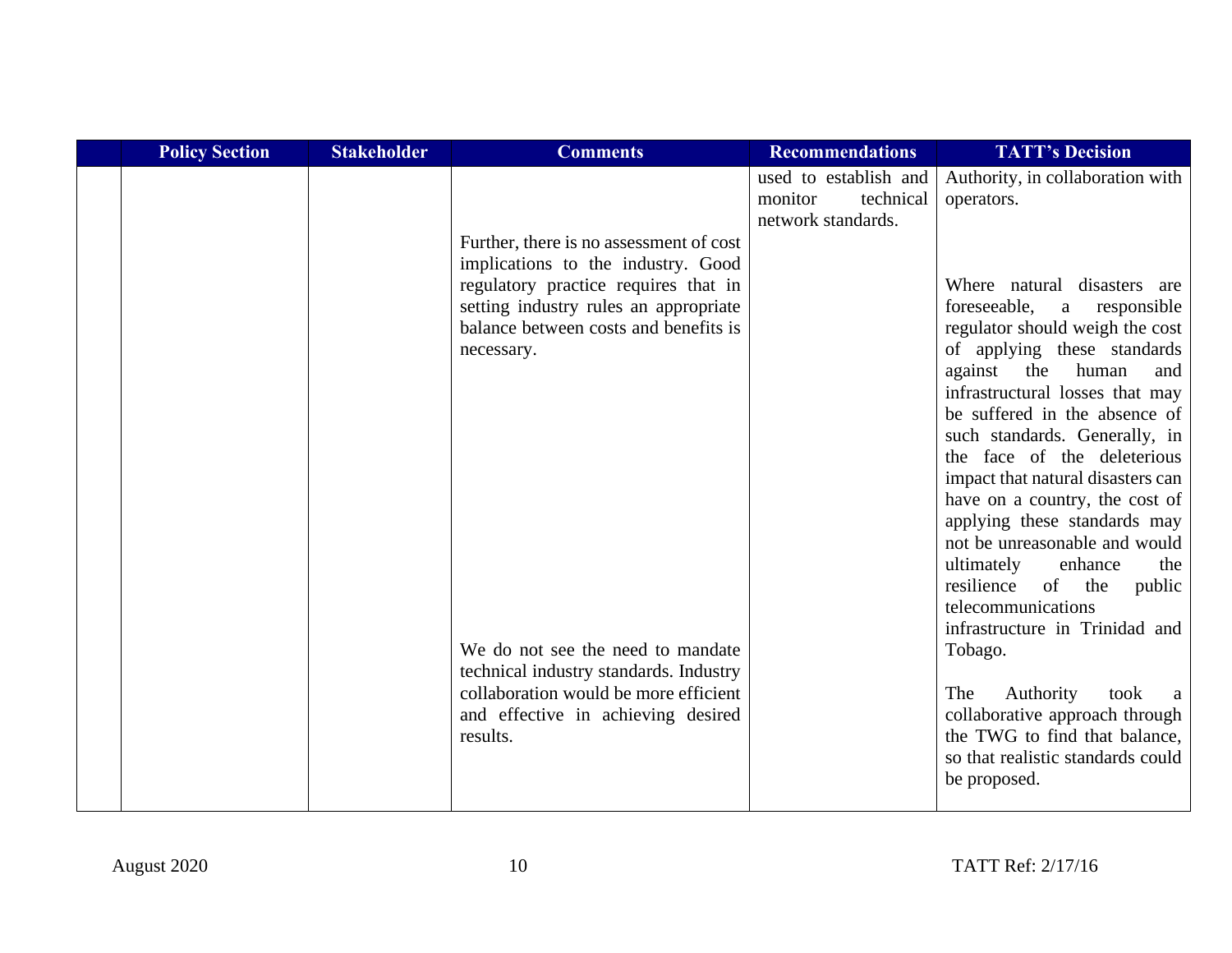| | Policy Section | Stakeholder | Comments | Recommendations | TATT's Decision |
|---|---|---|---|---|---|
| | | | Further, there is no assessment of cost implications to the industry. Good regulatory practice requires that in setting industry rules an appropriate balance between costs and benefits is necessary.<br><br>We do not see the need to mandate technical industry standards. Industry collaboration would be more efficient and effective in achieving desired results. | used to establish and monitor technical network standards. | Authority, in collaboration with operators.<br><br>Where natural disasters are foreseeable, a responsible regulator should weigh the cost of applying these standards against the human and infrastructural losses that may be suffered in the absence of such standards. Generally, in the face of the deleterious impact that natural disasters can have on a country, the cost of applying these standards may not be unreasonable and would ultimately enhance the resilience of the public telecommunications infrastructure in Trinidad and Tobago.<br><br>The Authority took a collaborative approach through the TWG to find that balance, so that realistic standards could be proposed. |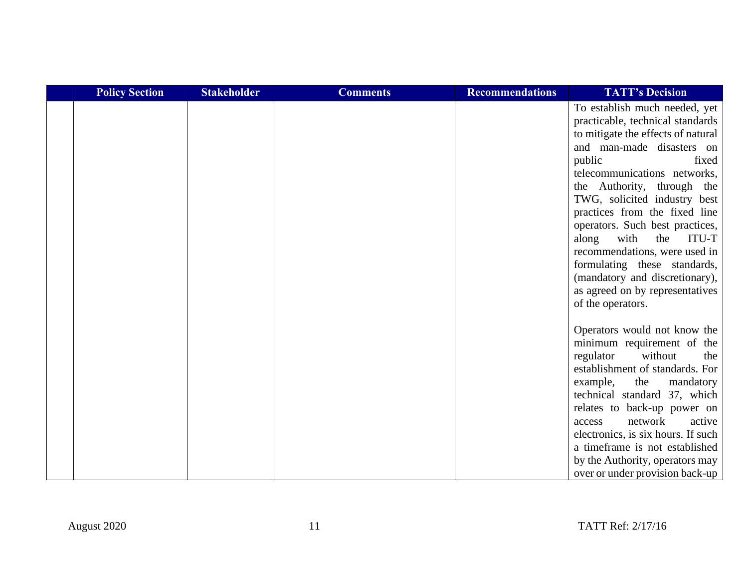| | Policy Section | Stakeholder | Comments | Recommendations | TATT's Decision |
|---|---|---|---|---|---|
| | | | | | To establish much needed, yet practicable, technical standards to mitigate the effects of natural and man-made disasters on public fixed telecommunications networks, the Authority, through the TWG, solicited industry best practices from the fixed line operators. Such best practices, along with the ITU-T recommendations, were used in formulating these standards, (mandatory and discretionary), as agreed on by representatives of the operators.<br><br>Operators would not know the minimum requirement of the regulator without the establishment of standards. For example, the mandatory technical standard 37, which relates to back-up power on access network active electronics, is six hours. If such a timeframe is not established by the Authority, operators may over or under provision back-up |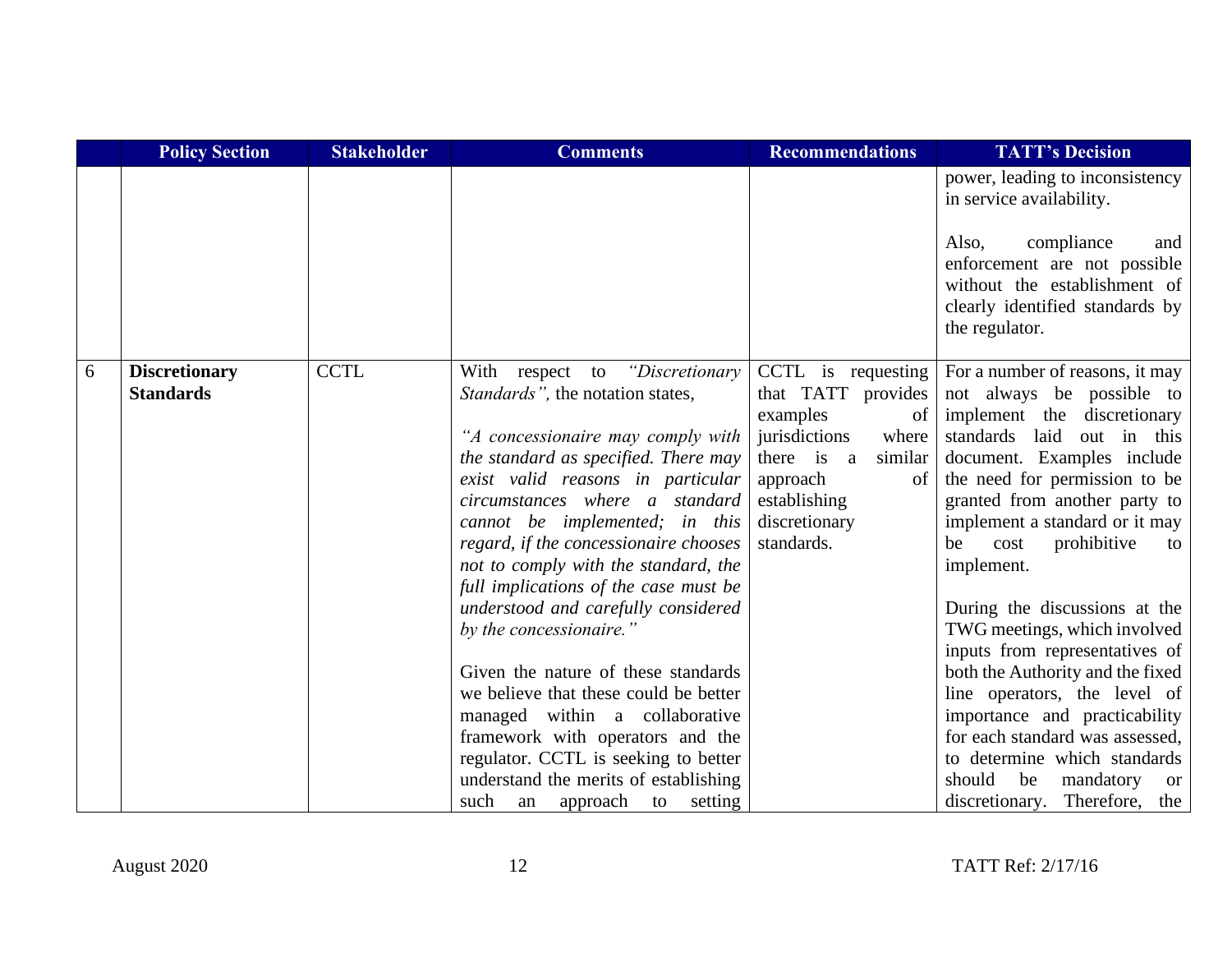| | Policy Section | Stakeholder | Comments | Recommendations | TATT's Decision |
|---|---|---|---|---|---|
| | | | | | power, leading to inconsistency in service availability.<br><br>Also, compliance and enforcement are not possible without the establishment of clearly identified standards by the regulator. |
| 6 | **Discretionary Standards** | CCTL | With respect to *"Discretionary Standards",* the notation states,<br><br>*"A concessionaire may comply with the standard as specified. There may exist valid reasons in particular circumstances where a standard cannot be implemented; in this regard, if the concessionaire chooses not to comply with the standard, the full implications of the case must be understood and carefully considered by the concessionaire."*<br><br>Given the nature of these standards we believe that these could be better managed within a collaborative framework with operators and the regulator. CCTL is seeking to better understand the merits of establishing such an approach to setting | CCTL is requesting that TATT provides examples of jurisdictions where there is a similar approach of establishing discretionary standards. | For a number of reasons, it may not always be possible to implement the discretionary standards laid out in this document. Examples include the need for permission to be granted from another party to implement a standard or it may be cost prohibitive to implement.<br><br>During the discussions at the TWG meetings, which involved inputs from representatives of both the Authority and the fixed line operators, the level of importance and practicability for each standard was assessed, to determine which standards should be mandatory or discretionary. Therefore, the |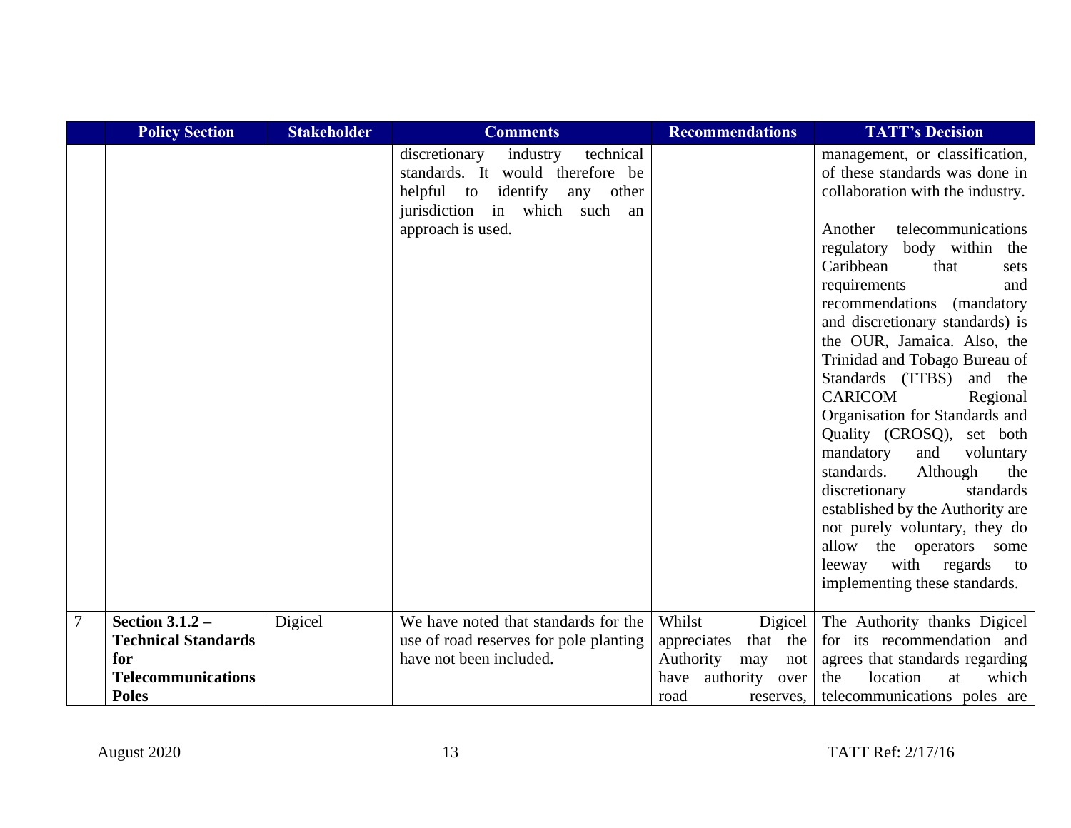|  | Policy Section | Stakeholder | Comments | Recommendations | TATT's Decision |
|---|---|---|---|---|---|
|  |  |  | discretionary industry technical standards. It would therefore be helpful to identify any other jurisdiction in which such an approach is used. |  | management, or classification, of these standards was done in collaboration with the industry.<br><br>Another telecommunications regulatory body within the Caribbean that sets requirements and recommendations (mandatory and discretionary standards) is the OUR, Jamaica. Also, the Trinidad and Tobago Bureau of Standards (TTBS) and the CARICOM Regional Organisation for Standards and Quality (CROSQ), set both mandatory and voluntary standards. Although the discretionary standards established by the Authority are not purely voluntary, they do allow the operators some leeway with regards to implementing these standards. |
| 7 | **Section 3.1.2 – Technical Standards for Telecommunications Poles** | Digicel | We have noted that standards for the use of road reserves for pole planting have not been included. | Whilst Digicel appreciates that the Authority may not have authority over road reserves, | The Authority thanks Digicel for its recommendation and agrees that standards regarding the location at which telecommunications poles are |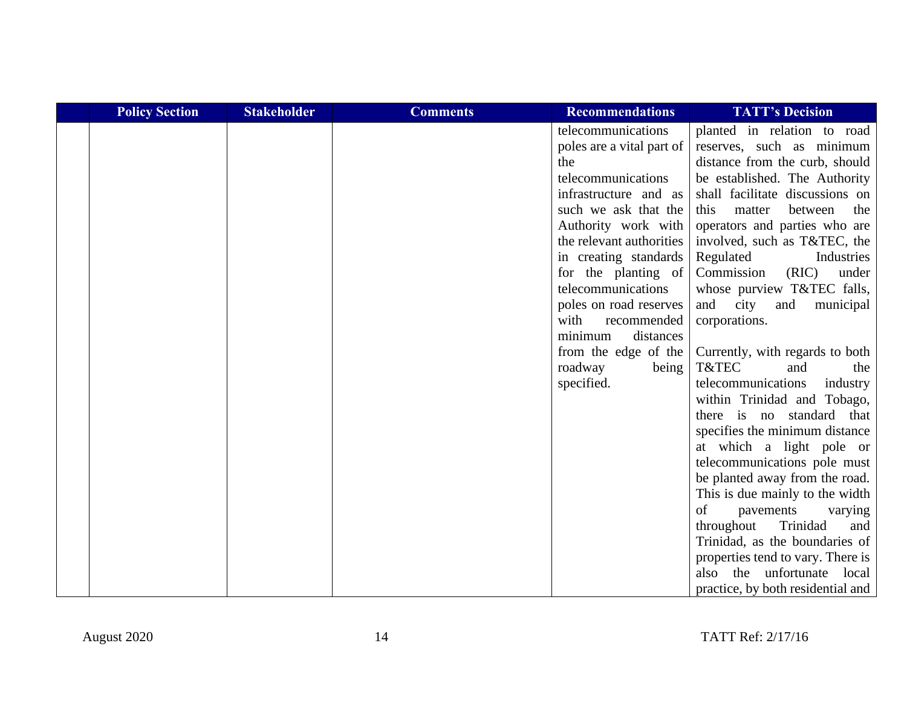| | Policy Section | Stakeholder | Comments | Recommendations | TATT's Decision |
|---|---|---|---|---|---|
| | | | | telecommunications poles are a vital part of the telecommunications infrastructure and as such we ask that the Authority work with the relevant authorities in creating standards for the planting of telecommunications poles on road reserves with recommended minimum distances from the edge of the roadway being specified. | planted in relation to road reserves, such as minimum distance from the curb, should be established. The Authority shall facilitate discussions on this matter between the operators and parties who are involved, such as T&TEC, the Regulated Industries Commission (RIC) under whose purview T&TEC falls, and city and municipal corporations.<br><br>Currently, with regards to both T&TEC and the telecommunications industry within Trinidad and Tobago, there is no standard that specifies the minimum distance at which a light pole or telecommunications pole must be planted away from the road. This is due mainly to the width of pavements varying throughout Trinidad and Trinidad, as the boundaries of properties tend to vary. There is also the unfortunate local practice, by both residential and |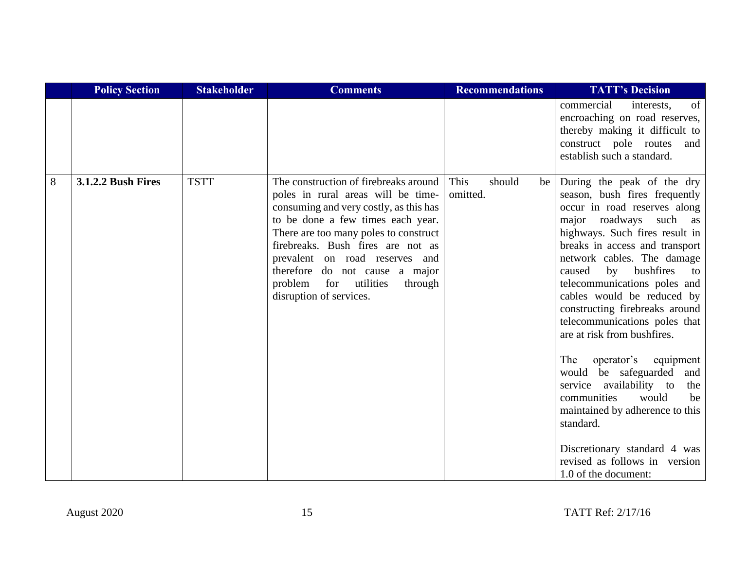| | Policy Section | Stakeholder | Comments | Recommendations | TATT's Decision |
|---|---|---|---|---|---|
| | | | | | commercial interests, of encroaching on road reserves, thereby making it difficult to construct pole routes and establish such a standard. |
| 8 | **3.1.2.2 Bush Fires** | TSTT | The construction of firebreaks around poles in rural areas will be time-consuming and very costly, as this has to be done a few times each year. There are too many poles to construct firebreaks. Bush fires are not as prevalent on road reserves and therefore do not cause a major problem for utilities through disruption of services. | This should be omitted. | During the peak of the dry season, bush fires frequently occur in road reserves along major roadways such as highways. Such fires result in breaks in access and transport network cables. The damage caused by bushfires to telecommunications poles and cables would be reduced by constructing firebreaks around telecommunications poles that are at risk from bushfires.<br><br>The operator's equipment would be safeguarded and service availability to the communities would be maintained by adherence to this standard.<br><br>Discretionary standard 4 was revised as follows in version 1.0 of the document: |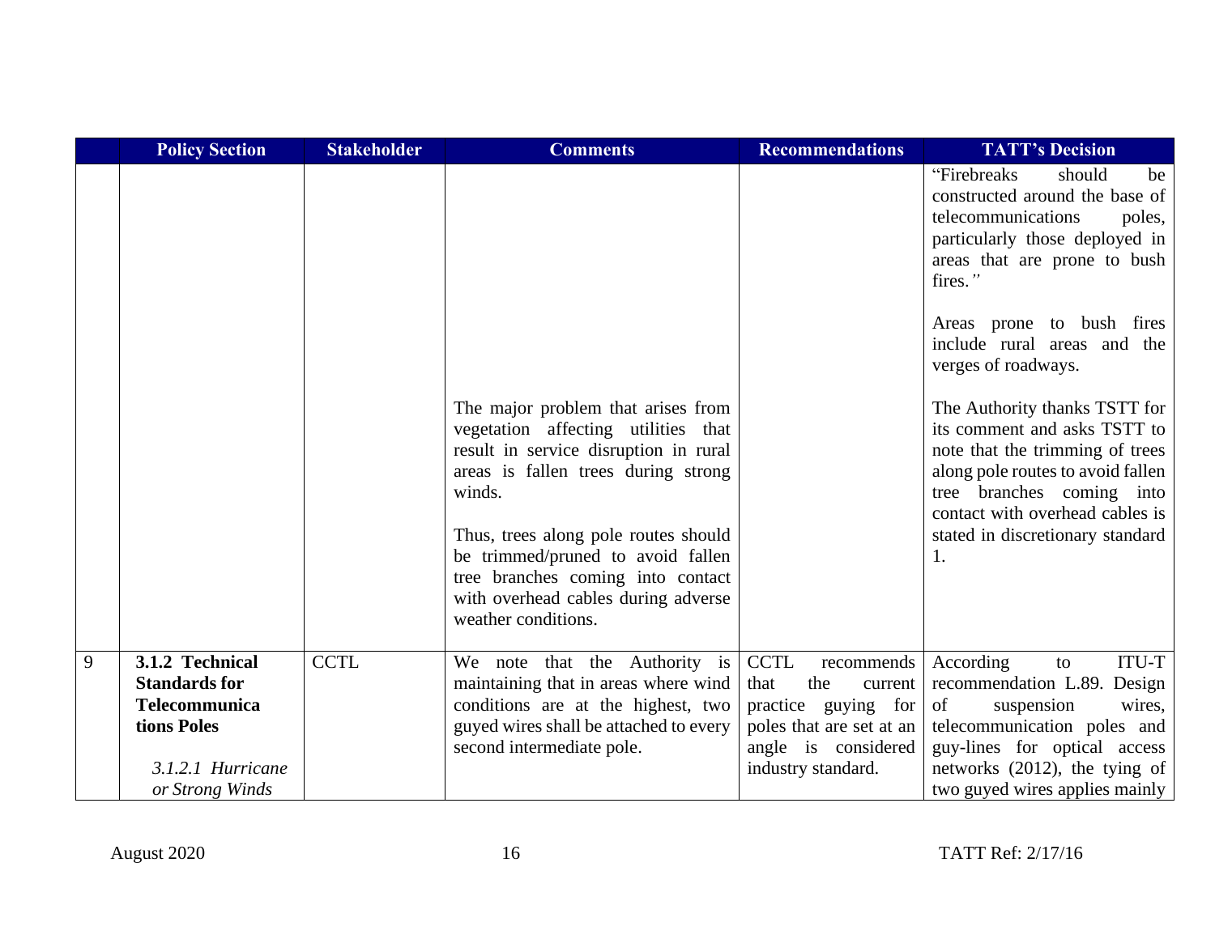|  | Policy Section | Stakeholder | Comments | Recommendations | TATT's Decision |
|---|---|---|---|---|---|
|  |  |  | The major problem that arises from vegetation affecting utilities that result in service disruption in rural areas is fallen trees during strong winds.<br><br>Thus, trees along pole routes should be trimmed/pruned to avoid fallen tree branches coming into contact with overhead cables during adverse weather conditions. |  | "Firebreaks should be constructed around the base of telecommunications poles, particularly those deployed in areas that are prone to bush fires."<br><br>Areas prone to bush fires include rural areas and the verges of roadways.<br><br>The Authority thanks TSTT for its comment and asks TSTT to note that the trimming of trees along pole routes to avoid fallen tree branches coming into contact with overhead cables is stated in discretionary standard 1. |
| 9 | **3.1.2 Technical Standards for Telecommunications Poles**<br><br>*3.1.2.1 Hurricane or Strong Winds* | CCTL | We note that the Authority is maintaining that in areas where wind conditions are at the highest, two guyed wires shall be attached to every second intermediate pole. | CCTL recommends that the current practice guying for poles that are set at an angle is considered industry standard. | According to ITU-T recommendation L.89. Design of suspension wires, telecommunication poles and guy-lines for optical access networks (2012), the tying of two guyed wires applies mainly |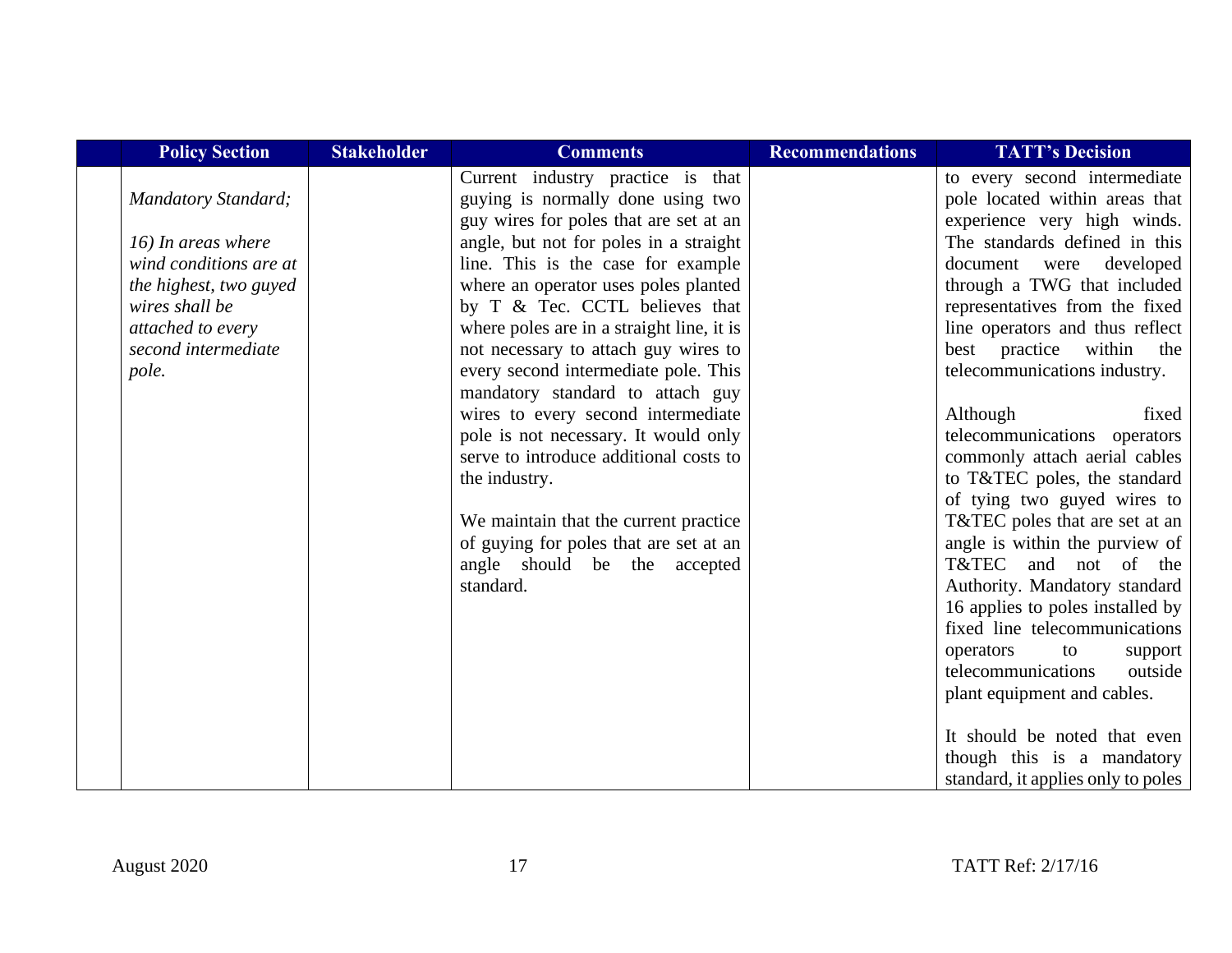| Policy Section | Stakeholder | Comments | Recommendations | TATT's Decision |
|---|---|---|---|---|
| *Mandatory Standard;*<br><br>*16) In areas where wind conditions are at the highest, two guyed wires shall be attached to every second intermediate pole.* | | Current industry practice is that guying is normally done using two guy wires for poles that are set at an angle, but not for poles in a straight line. This is the case for example where an operator uses poles planted by T & Tec. CCTL believes that where poles are in a straight line, it is not necessary to attach guy wires to every second intermediate pole. This mandatory standard to attach guy wires to every second intermediate pole is not necessary. It would only serve to introduce additional costs to the industry.<br><br>We maintain that the current practice of guying for poles that are set at an angle should be the accepted standard. | | to every second intermediate pole located within areas that experience very high winds. The standards defined in this document were developed through a TWG that included representatives from the fixed line operators and thus reflect best practice within the telecommunications industry.<br><br>Although fixed telecommunications operators commonly attach aerial cables to T&TEC poles, the standard of tying two guyed wires to T&TEC poles that are set at an angle is within the purview of T&TEC and not of the Authority. Mandatory standard 16 applies to poles installed by fixed line telecommunications operators to support telecommunications outside plant equipment and cables.<br><br>It should be noted that even though this is a mandatory standard, it applies only to poles |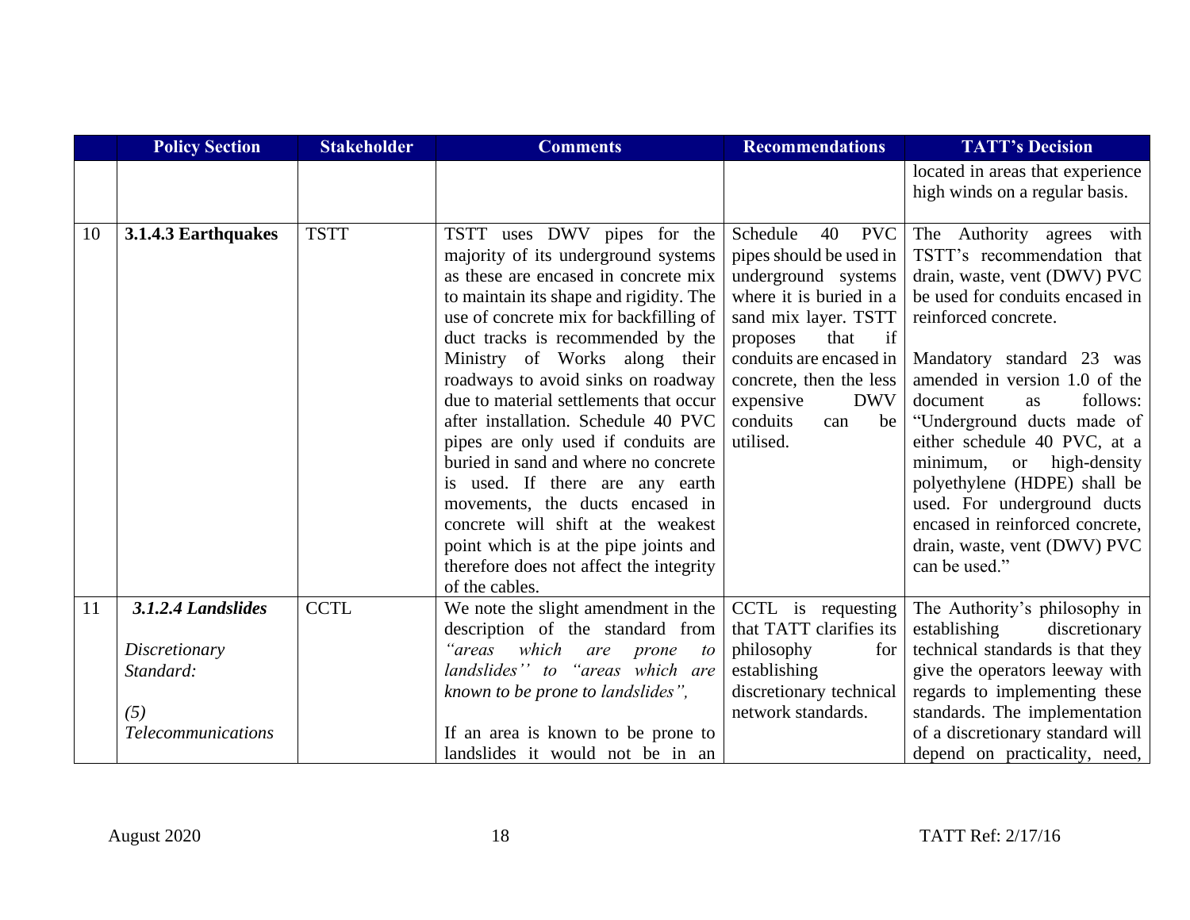| | Policy Section | Stakeholder | Comments | Recommendations | TATT's Decision |
|---|---|---|---|---|---|
| | | | | | located in areas that experience high winds on a regular basis. |
| 10 | **3.1.4.3 Earthquakes** | TSTT | TSTT uses DWV pipes for the majority of its underground systems as these are encased in concrete mix to maintain its shape and rigidity. The use of concrete mix for backfilling of duct tracks is recommended by the Ministry of Works along their roadways to avoid sinks on roadway due to material settlements that occur after installation. Schedule 40 PVC pipes are only used if conduits are buried in sand and where no concrete is used. If there are any earth movements, the ducts encased in concrete will shift at the weakest point which is at the pipe joints and therefore does not affect the integrity of the cables. | Schedule 40 PVC pipes should be used in underground systems where it is buried in a sand mix layer. TSTT proposes that if conduits are encased in concrete, then the less expensive DWV conduits can be utilised. | The Authority agrees with TSTT's recommendation that drain, waste, vent (DWV) PVC be used for conduits encased in reinforced concrete.<br><br>Mandatory standard 23 was amended in version 1.0 of the document as follows: "Underground ducts made of either schedule 40 PVC, at a minimum, or high-density polyethylene (HDPE) shall be used. For underground ducts encased in reinforced concrete, drain, waste, vent (DWV) PVC can be used." |
| 11 | ***3.1.2.4 Landslides***<br><br>*Discretionary Standard:*<br><br>*(5) Telecommunications* | CCTL | We note the slight amendment in the description of the standard from *"areas which are prone to landslides" to "areas which are known to be prone to landslides",*<br><br>If an area is known to be prone to landslides it would not be in an | CCTL is requesting that TATT clarifies its philosophy for establishing discretionary technical network standards. | The Authority's philosophy in establishing discretionary technical standards is that they give the operators leeway with regards to implementing these standards. The implementation of a discretionary standard will depend on practicality, need, |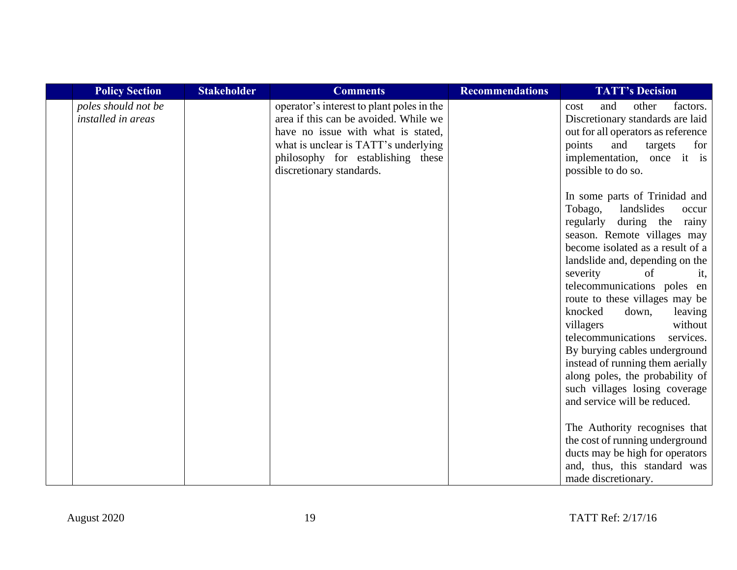| | Policy Section | Stakeholder | Comments | Recommendations | TATT's Decision |
|---|---|---|---|---|---|
| | *poles should not be installed in areas* | | operator's interest to plant poles in the area if this can be avoided. While we have no issue with what is stated, what is unclear is TATT's underlying philosophy for establishing these discretionary standards. | | cost and other factors. Discretionary standards are laid out for all operators as reference points and targets for implementation, once it is possible to do so.<br><br>In some parts of Trinidad and Tobago, landslides occur regularly during the rainy season. Remote villages may become isolated as a result of a landslide and, depending on the severity of it, telecommunications poles en route to these villages may be knocked down, leaving villagers without telecommunications services. By burying cables underground instead of running them aerially along poles, the probability of such villages losing coverage and service will be reduced.<br><br>The Authority recognises that the cost of running underground ducts may be high for operators and, thus, this standard was made discretionary. |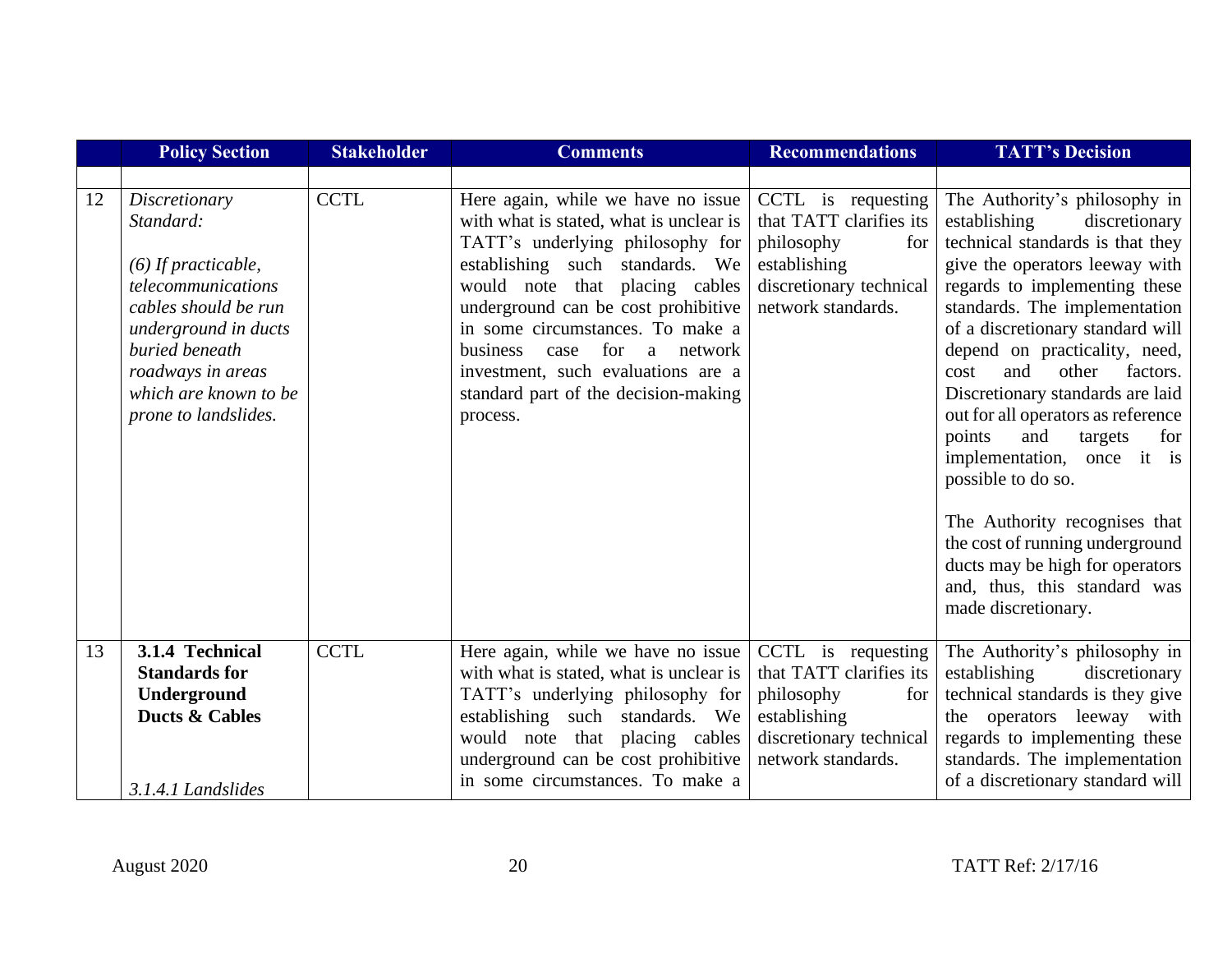| | Policy Section | Stakeholder | Comments | Recommendations | TATT's Decision |
|---|---|---|---|---|---|
| | | | | | |
| 12 | *Discretionary Standard:*<br><br>*(6) If practicable, telecommunications cables should be run underground in ducts buried beneath roadways in areas which are known to be prone to landslides.* | CCTL | Here again, while we have no issue with what is stated, what is unclear is TATT's underlying philosophy for establishing such standards. We would note that placing cables underground can be cost prohibitive in some circumstances. To make a business case for a network investment, such evaluations are a standard part of the decision-making process. | CCTL is requesting that TATT clarifies its philosophy for establishing discretionary technical network standards. | The Authority's philosophy in establishing discretionary technical standards is that they give the operators leeway with regards to implementing these standards. The implementation of a discretionary standard will depend on practicality, need, cost and other factors. Discretionary standards are laid out for all operators as reference points and targets for implementation, once it is possible to do so.<br><br>The Authority recognises that the cost of running underground ducts may be high for operators and, thus, this standard was made discretionary. |
| 13 | **3.1.4 Technical Standards for Underground Ducts & Cables**<br><br>*3.1.4.1 Landslides* | CCTL | Here again, while we have no issue with what is stated, what is unclear is TATT's underlying philosophy for establishing such standards. We would note that placing cables underground can be cost prohibitive in some circumstances. To make a | CCTL is requesting that TATT clarifies its philosophy for establishing discretionary technical network standards. | The Authority's philosophy in establishing discretionary technical standards is they give the operators leeway with regards to implementing these standards. The implementation of a discretionary standard will |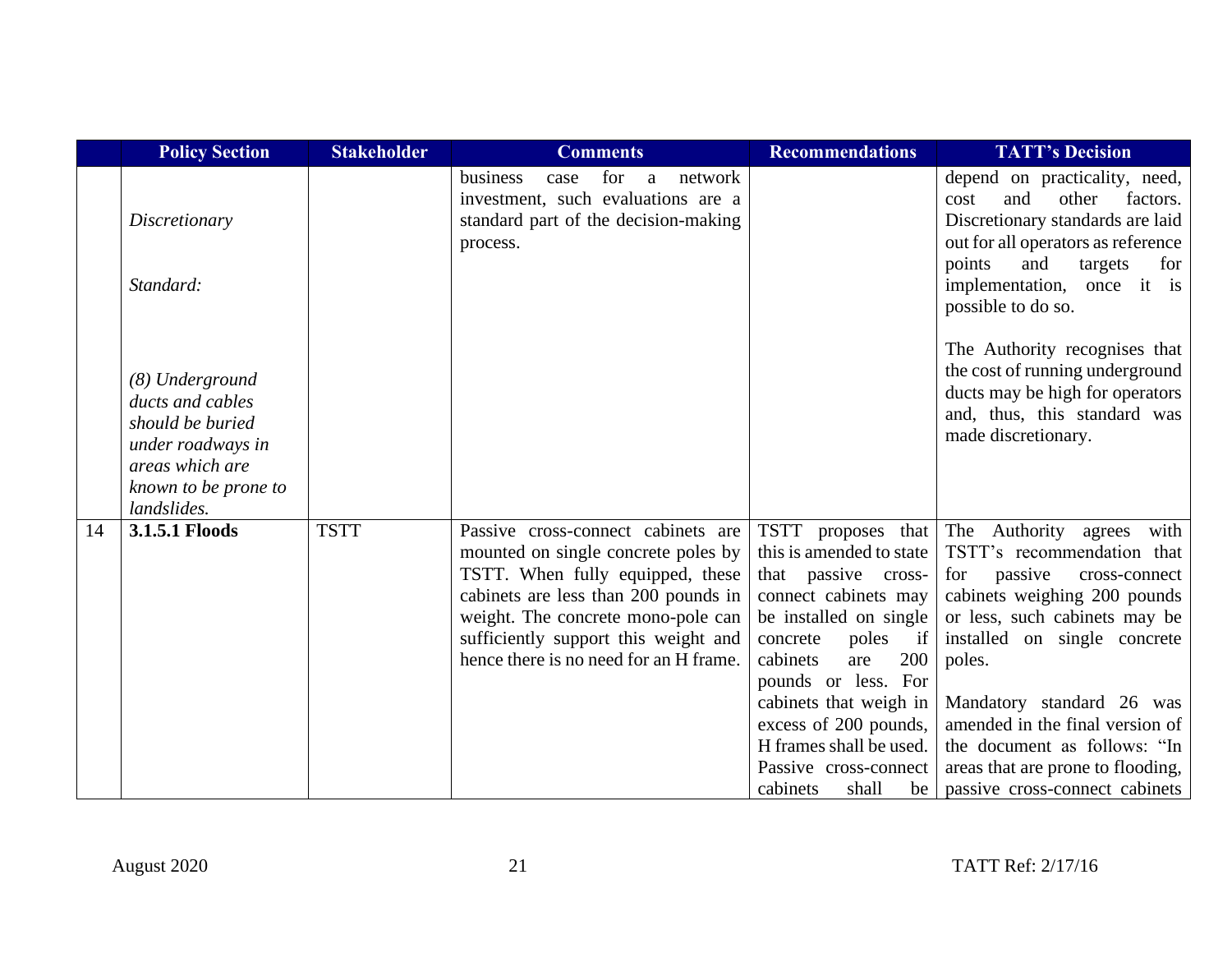| | Policy Section | Stakeholder | Comments | Recommendations | TATT's Decision |
|---|---|---|---|---|---|
| | *Discretionary Standard:* *(8) Underground ducts and cables should be buried under roadways in areas which are known to be prone to landslides.* | | business case for a network investment, such evaluations are a standard part of the decision-making process. | | depend on practicality, need, cost and other factors. Discretionary standards are laid out for all operators as reference points and targets for implementation, once it is possible to do so. The Authority recognises that the cost of running underground ducts may be high for operators and, thus, this standard was made discretionary. |
| 14 | **3.1.5.1 Floods** | TSTT | Passive cross-connect cabinets are mounted on single concrete poles by TSTT. When fully equipped, these cabinets are less than 200 pounds in weight. The concrete mono-pole can sufficiently support this weight and hence there is no need for an H frame. | TSTT proposes that this is amended to state that passive cross-connect cabinets may be installed on single concrete poles if cabinets are 200 pounds or less. For cabinets that weigh in excess of 200 pounds, H frames shall be used. Passive cross-connect cabinets shall be | The Authority agrees with TSTT's recommendation that for passive cross-connect cabinets weighing 200 pounds or less, such cabinets may be installed on single concrete poles. Mandatory standard 26 was amended in the final version of the document as follows: "In areas that are prone to flooding, passive cross-connect cabinets |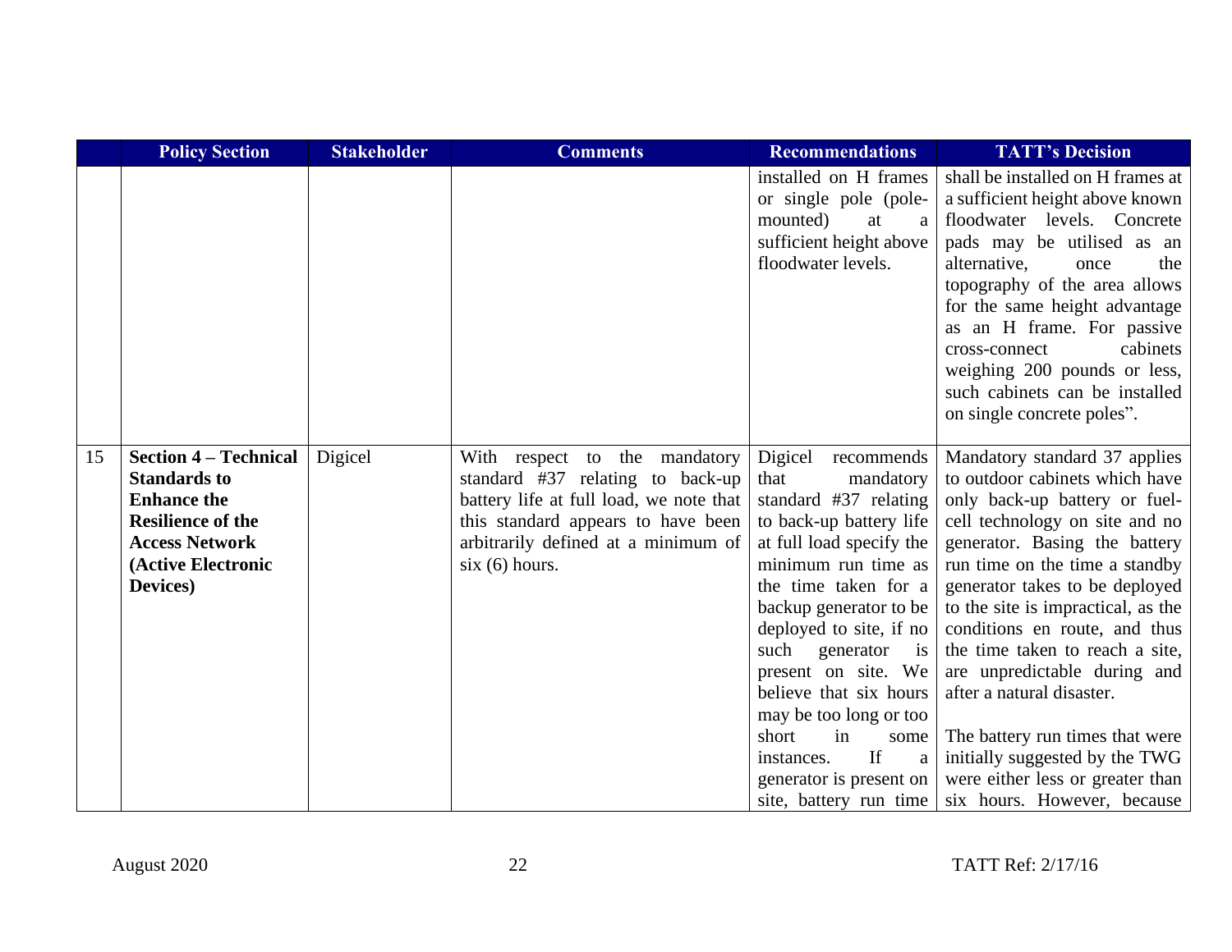| | Policy Section | Stakeholder | Comments | Recommendations | TATT's Decision |
|---|---|---|---|---|---|
| | | | | installed on H frames or single pole (pole-mounted) at a sufficient height above floodwater levels. | shall be installed on H frames at a sufficient height above known floodwater levels. Concrete pads may be utilised as an alternative, once the topography of the area allows for the same height advantage as an H frame. For passive cross-connect cabinets weighing 200 pounds or less, such cabinets can be installed on single concrete poles". |
| 15 | **Section 4 – Technical Standards to Enhance the Resilience of the Access Network (Active Electronic Devices)** | Digicel | With respect to the mandatory standard #37 relating to back-up battery life at full load, we note that this standard appears to have been arbitrarily defined at a minimum of six (6) hours. | Digicel recommends that mandatory standard #37 relating to back-up battery life at full load specify the minimum run time as the time taken for a backup generator to be deployed to site, if no such generator is present on site. We believe that six hours may be too long or too short in some instances. If a generator is present on site, battery run time | Mandatory standard 37 applies to outdoor cabinets which have only back-up battery or fuel-cell technology on site and no generator. Basing the battery run time on the time a standby generator takes to be deployed to the site is impractical, as the conditions en route, and thus the time taken to reach a site, are unpredictable during and after a natural disaster.<br><br>The battery run times that were initially suggested by the TWG were either less or greater than six hours. However, because |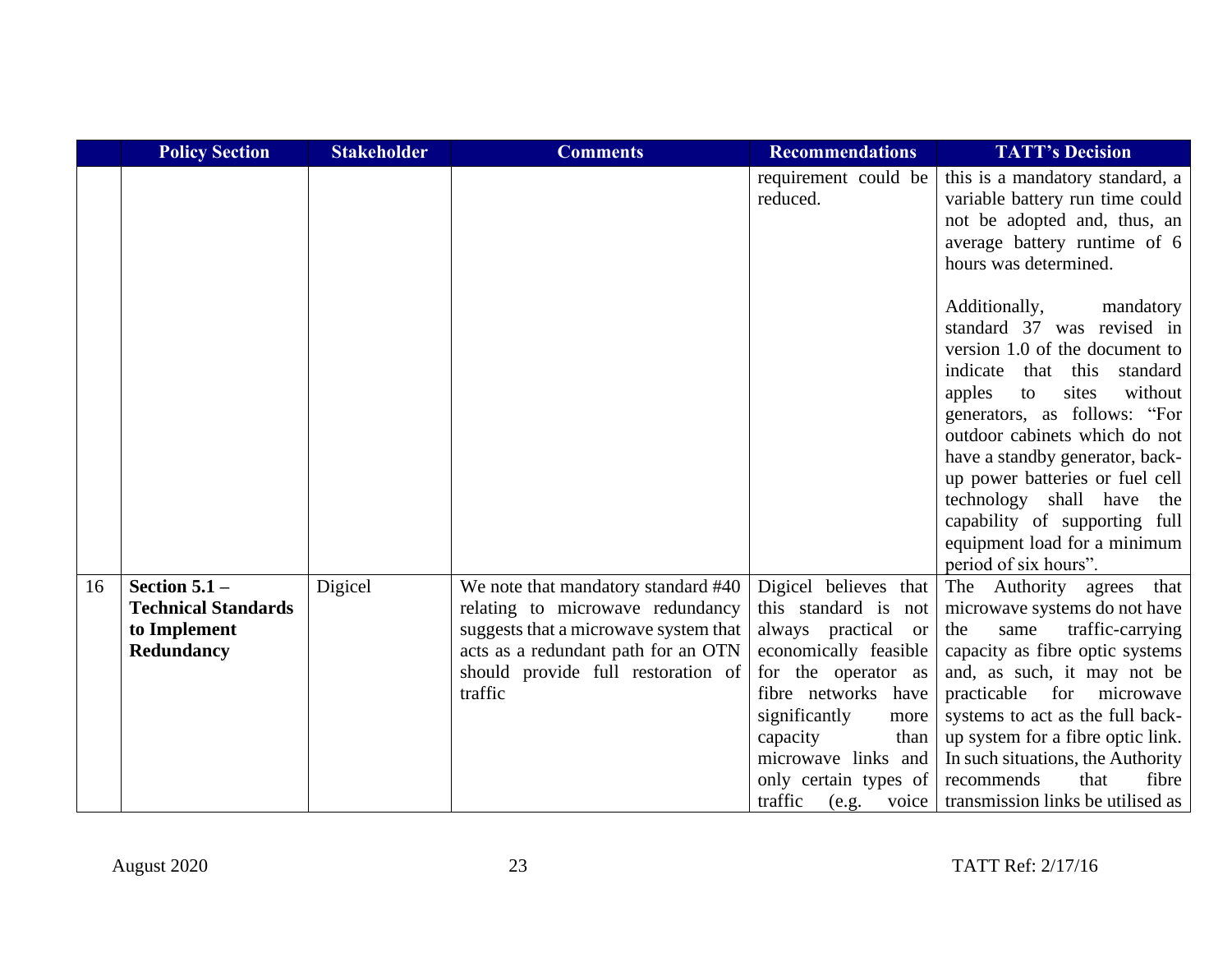| | Policy Section | Stakeholder | Comments | Recommendations | TATT's Decision |
|---|---|---|---|---|---|
| | | | | requirement could be reduced. | this is a mandatory standard, a variable battery run time could not be adopted and, thus, an average battery runtime of 6 hours was determined.<br><br>Additionally, mandatory standard 37 was revised in version 1.0 of the document to indicate that this standard apples to sites without generators, as follows: "For outdoor cabinets which do not have a standby generator, back-up power batteries or fuel cell technology shall have the capability of supporting full equipment load for a minimum period of six hours". |
| 16 | **Section 5.1 – Technical Standards to Implement Redundancy** | Digicel | We note that mandatory standard #40 relating to microwave redundancy suggests that a microwave system that acts as a redundant path for an OTN should provide full restoration of traffic | Digicel believes that this standard is not always practical or economically feasible for the operator as fibre networks have significantly more capacity than microwave links and only certain types of traffic (e.g. voice | The Authority agrees that microwave systems do not have the same traffic-carrying capacity as fibre optic systems and, as such, it may not be practicable for microwave systems to act as the full back-up system for a fibre optic link. In such situations, the Authority recommends that fibre transmission links be utilised as |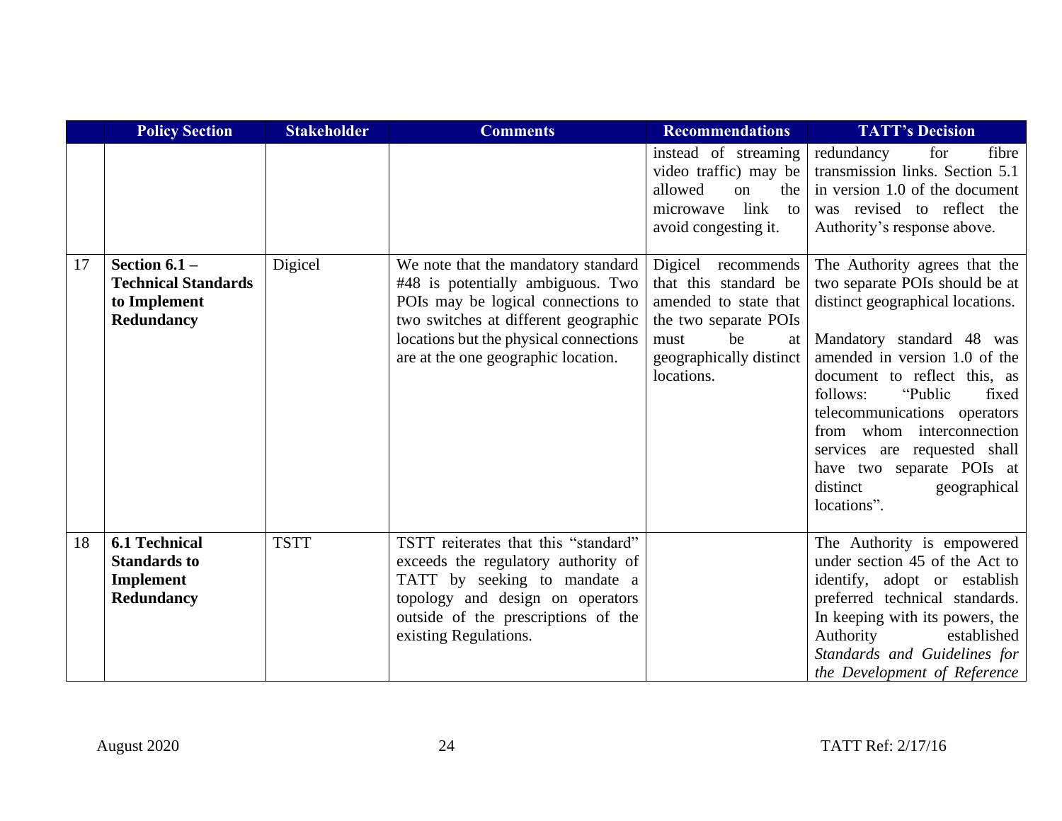| | Policy Section | Stakeholder | Comments | Recommendations | TATT's Decision |
|---|---|---|---|---|---|
| | | | | instead of streaming video traffic) may be allowed on the microwave link to avoid congesting it. | redundancy for fibre transmission links. Section 5.1 in version 1.0 of the document was revised to reflect the Authority's response above. |
| 17 | **Section 6.1 – Technical Standards to Implement Redundancy** | Digicel | We note that the mandatory standard #48 is potentially ambiguous. Two POIs may be logical connections to two switches at different geographic locations but the physical connections are at the one geographic location. | Digicel recommends that this standard be amended to state that the two separate POIs must be at geographically distinct locations. | The Authority agrees that the two separate POIs should be at distinct geographical locations.<br><br>Mandatory standard 48 was amended in version 1.0 of the document to reflect this, as follows: "Public fixed telecommunications operators from whom interconnection services are requested shall have two separate POIs at distinct geographical locations". |
| 18 | **6.1 Technical Standards to Implement Redundancy** | TSTT | TSTT reiterates that this "standard" exceeds the regulatory authority of TATT by seeking to mandate a topology and design on operators outside of the prescriptions of the existing Regulations. | | The Authority is empowered under section 45 of the Act to identify, adopt or establish preferred technical standards. In keeping with its powers, the Authority established *Standards and Guidelines for the Development of Reference* |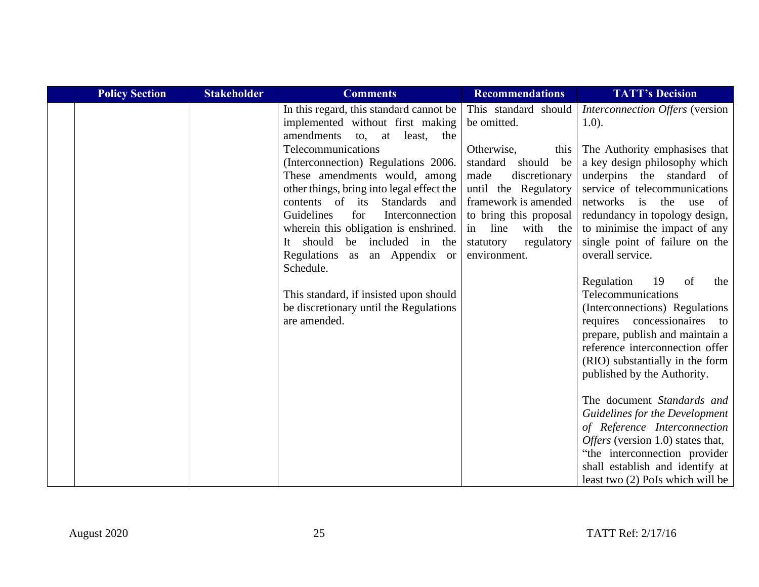| | Policy Section | Stakeholder | Comments | Recommendations | TATT's Decision |
|---|---|---|---|---|---|
| | | | In this regard, this standard cannot be implemented without first making amendments to, at least, the Telecommunications (Interconnection) Regulations 2006. These amendments would, among other things, bring into legal effect the contents of its Standards and Guidelines for Interconnection wherein this obligation is enshrined. It should be included in the Regulations as an Appendix or Schedule.<br><br>This standard, if insisted upon should be discretionary until the Regulations are amended. | This standard should be omitted.<br><br>Otherwise, this standard should be made discretionary until the Regulatory framework is amended to bring this proposal in line with the statutory regulatory environment. | *Interconnection Offers* (version 1.0).<br><br>The Authority emphasises that a key design philosophy which underpins the standard of service of telecommunications networks is the use of redundancy in topology design, to minimise the impact of any single point of failure on the overall service.<br><br>Regulation 19 of the Telecommunications (Interconnections) Regulations requires concessionaires to prepare, publish and maintain a reference interconnection offer (RIO) substantially in the form published by the Authority.<br><br>The document *Standards and Guidelines for the Development of Reference Interconnection Offers* (version 1.0) states that, "the interconnection provider shall establish and identify at least two (2) PoIs which will be |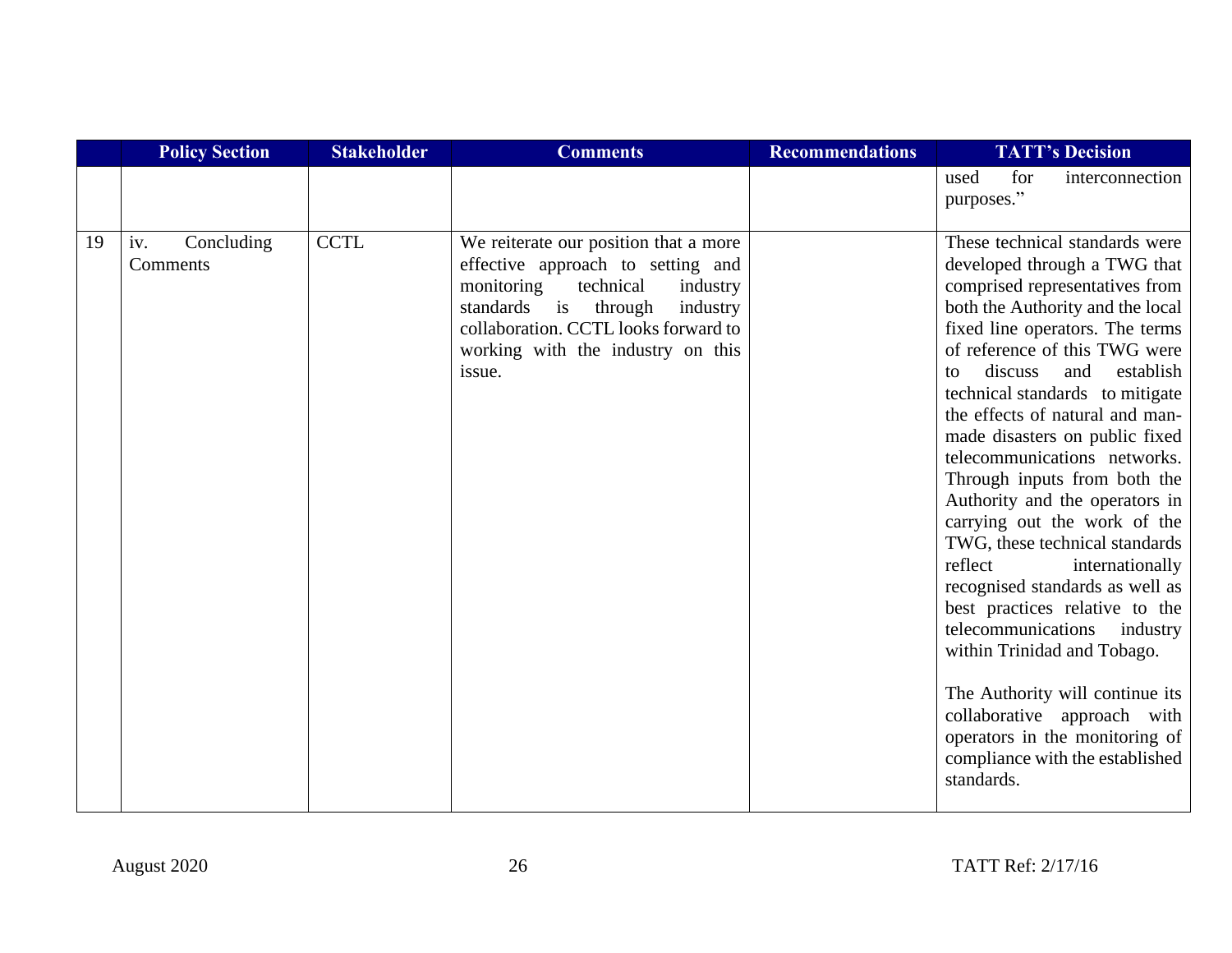| | Policy Section | Stakeholder | Comments | Recommendations | TATT's Decision |
|---|---|---|---|---|---|
| | | | | | used for interconnection purposes." |
| 19 | iv. Concluding Comments | CCTL | We reiterate our position that a more effective approach to setting and monitoring technical industry standards is through industry collaboration. CCTL looks forward to working with the industry on this issue. | | These technical standards were developed through a TWG that comprised representatives from both the Authority and the local fixed line operators. The terms of reference of this TWG were to discuss and establish technical standards to mitigate the effects of natural and man-made disasters on public fixed telecommunications networks. Through inputs from both the Authority and the operators in carrying out the work of the TWG, these technical standards reflect internationally recognised standards as well as best practices relative to the telecommunications industry within Trinidad and Tobago.<br><br>The Authority will continue its collaborative approach with operators in the monitoring of compliance with the established standards. |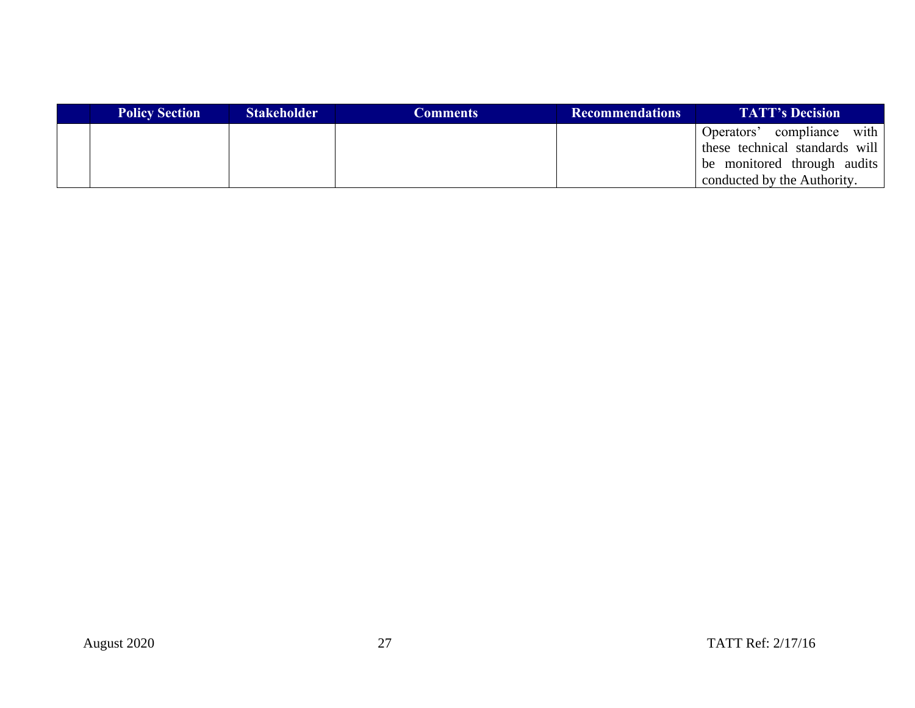| | Policy Section | Stakeholder | Comments | Recommendations | TATT's Decision |
|---|---|---|---|---|---|
| | | | | | Operators' compliance with these technical standards will be monitored through audits conducted by the Authority. |